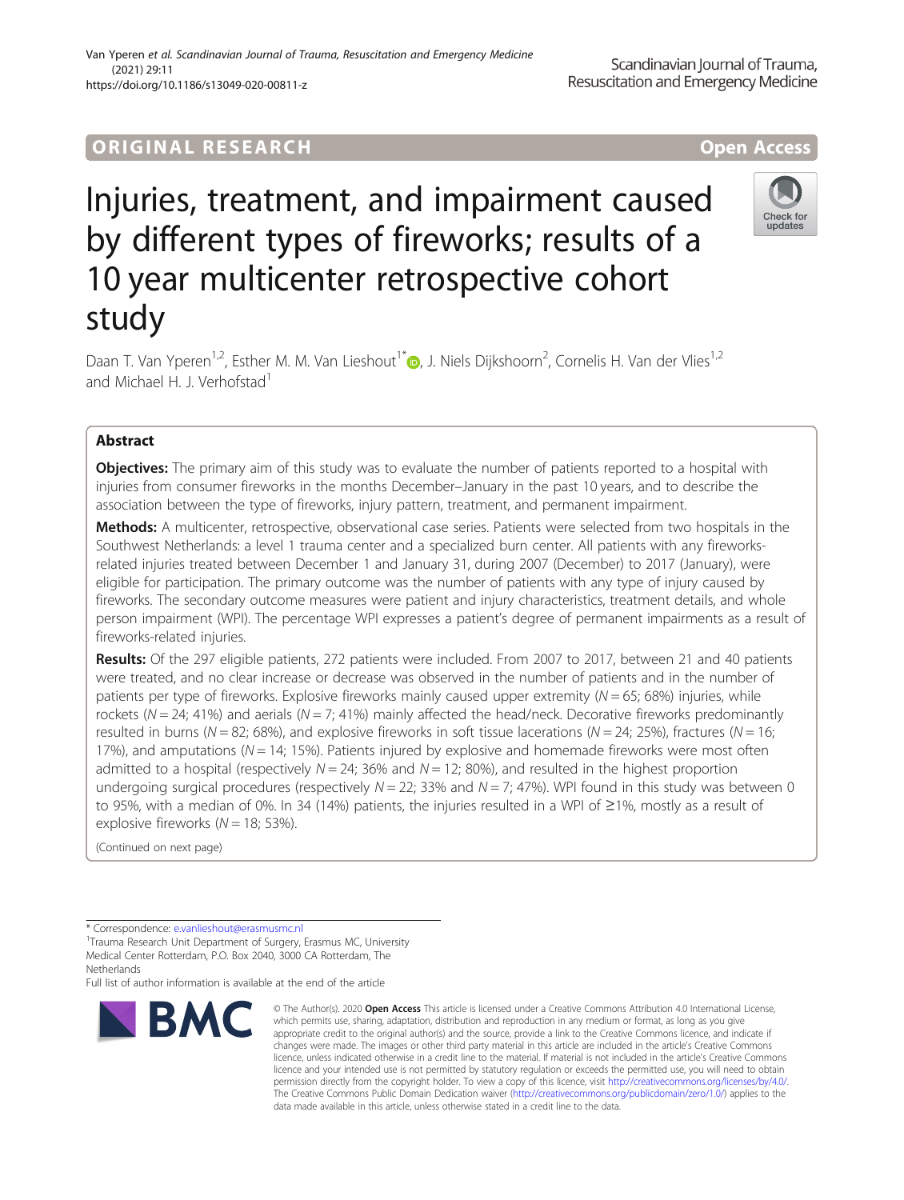ORIGINAL RESEARCH

Open Access

# Injuries, treatment, and impairment caused by different types of fireworks; results of a 10 year multicenter retrospective cohort study

Daan T. Van Yperen[1,2], Esther M. M. Van Lieshout[1*], J. Niels Dijkshoorn[2], Cornelis H. Van der Vlies[1,2] and Michael H. J. Verhofstad[1]

## Abstract

**Objectives:** The primary aim of this study was to evaluate the number of patients reported to a hospital with injuries from consumer fireworks in the months December–January in the past 10 years, and to describe the association between the type of fireworks, injury pattern, treatment, and permanent impairment.

**Methods:** A multicenter, retrospective, observational case series. Patients were selected from two hospitals in the Southwest Netherlands: a level 1 trauma center and a specialized burn center. All patients with any fireworks-related injuries treated between December 1 and January 31, during 2007 (December) to 2017 (January), were eligible for participation. The primary outcome was the number of patients with any type of injury caused by fireworks. The secondary outcome measures were patient and injury characteristics, treatment details, and whole person impairment (WPI). The percentage WPI expresses a patient's degree of permanent impairments as a result of fireworks-related injuries.

**Results:** Of the 297 eligible patients, 272 patients were included. From 2007 to 2017, between 21 and 40 patients were treated, and no clear increase or decrease was observed in the number of patients and in the number of patients per type of fireworks. Explosive fireworks mainly caused upper extremity ($N = 65$; 68%) injuries, while rockets ($N = 24$; 41%) and aerials ($N = 7$; 41%) mainly affected the head/neck. Decorative fireworks predominantly resulted in burns ($N = 82$; 68%), and explosive fireworks in soft tissue lacerations ($N = 24$; 25%), fractures ($N = 16$; 17%), and amputations ($N = 14$; 15%). Patients injured by explosive and homemade fireworks were most often admitted to a hospital (respectively $N = 24$; 36% and $N = 12$; 80%), and resulted in the highest proportion undergoing surgical procedures (respectively $N = 22$; 33% and $N = 7$; 47%). WPI found in this study was between 0 to 95%, with a median of 0%. In 34 (14%) patients, the injuries resulted in a WPI of ≥1%, mostly as a result of explosive fireworks ($N = 18$; 53%).

(Continued on next page)

* Correspondence: e.vanlieshout@erasmusmc.nl
[1]Trauma Research Unit Department of Surgery, Erasmus MC, University Medical Center Rotterdam, P.O. Box 2040, 3000 CA Rotterdam, The Netherlands
Full list of author information is available at the end of the article

© The Author(s). 2020 **Open Access** This article is licensed under a Creative Commons Attribution 4.0 International License, which permits use, sharing, adaptation, distribution and reproduction in any medium or format, as long as you give appropriate credit to the original author(s) and the source, provide a link to the Creative Commons licence, and indicate if changes were made. The images or other third party material in this article are included in the article's Creative Commons licence, unless indicated otherwise in a credit line to the material. If material is not included in the article's Creative Commons licence and your intended use is not permitted by statutory regulation or exceeds the permitted use, you will need to obtain permission directly from the copyright holder. To view a copy of this licence, visit http://creativecommons.org/licenses/by/4.0/. The Creative Commons Public Domain Dedication waiver (http://creativecommons.org/publicdomain/zero/1.0/) applies to the data made available in this article, unless otherwise stated in a credit line to the data.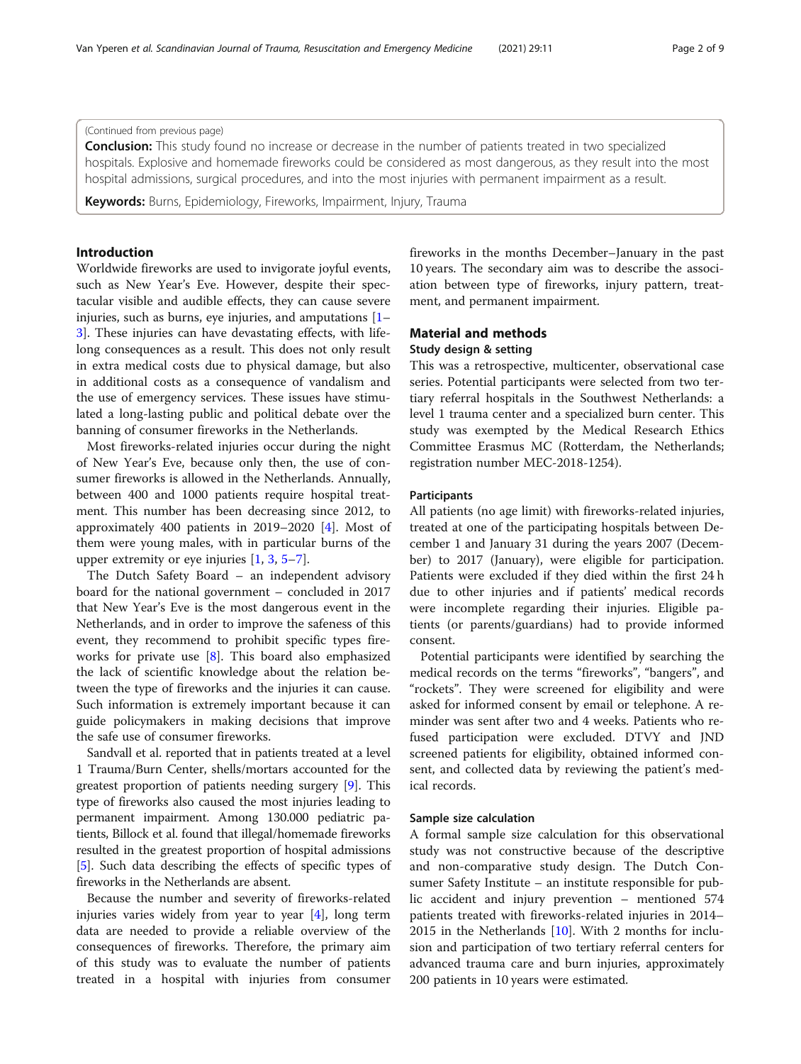(Continued from previous page)

**Conclusion:** This study found no increase or decrease in the number of patients treated in two specialized hospitals. Explosive and homemade fireworks could be considered as most dangerous, as they result into the most hospital admissions, surgical procedures, and into the most injuries with permanent impairment as a result.

**Keywords:** Burns, Epidemiology, Fireworks, Impairment, Injury, Trauma

## Introduction

Worldwide fireworks are used to invigorate joyful events, such as New Year's Eve. However, despite their spectacular visible and audible effects, they can cause severe injuries, such as burns, eye injuries, and amputations [1–3]. These injuries can have devastating effects, with life-long consequences as a result. This does not only result in extra medical costs due to physical damage, but also in additional costs as a consequence of vandalism and the use of emergency services. These issues have stimulated a long-lasting public and political debate over the banning of consumer fireworks in the Netherlands.

Most fireworks-related injuries occur during the night of New Year's Eve, because only then, the use of consumer fireworks is allowed in the Netherlands. Annually, between 400 and 1000 patients require hospital treatment. This number has been decreasing since 2012, to approximately 400 patients in 2019–2020 [4]. Most of them were young males, with in particular burns of the upper extremity or eye injuries [1, 3, 5–7].

The Dutch Safety Board – an independent advisory board for the national government – concluded in 2017 that New Year's Eve is the most dangerous event in the Netherlands, and in order to improve the safeness of this event, they recommend to prohibit specific types fireworks for private use [8]. This board also emphasized the lack of scientific knowledge about the relation between the type of fireworks and the injuries it can cause. Such information is extremely important because it can guide policymakers in making decisions that improve the safe use of consumer fireworks.

Sandvall et al. reported that in patients treated at a level 1 Trauma/Burn Center, shells/mortars accounted for the greatest proportion of patients needing surgery [9]. This type of fireworks also caused the most injuries leading to permanent impairment. Among 130.000 pediatric patients, Billock et al. found that illegal/homemade fireworks resulted in the greatest proportion of hospital admissions [5]. Such data describing the effects of specific types of fireworks in the Netherlands are absent.

Because the number and severity of fireworks-related injuries varies widely from year to year [4], long term data are needed to provide a reliable overview of the consequences of fireworks. Therefore, the primary aim of this study was to evaluate the number of patients treated in a hospital with injuries from consumer fireworks in the months December–January in the past 10 years. The secondary aim was to describe the association between type of fireworks, injury pattern, treatment, and permanent impairment.

## Material and methods

### Study design & setting

This was a retrospective, multicenter, observational case series. Potential participants were selected from two tertiary referral hospitals in the Southwest Netherlands: a level 1 trauma center and a specialized burn center. This study was exempted by the Medical Research Ethics Committee Erasmus MC (Rotterdam, the Netherlands; registration number MEC-2018-1254).

### Participants

All patients (no age limit) with fireworks-related injuries, treated at one of the participating hospitals between December 1 and January 31 during the years 2007 (December) to 2017 (January), were eligible for participation. Patients were excluded if they died within the first 24 h due to other injuries and if patients' medical records were incomplete regarding their injuries. Eligible patients (or parents/guardians) had to provide informed consent.

Potential participants were identified by searching the medical records on the terms "fireworks", "bangers", and "rockets". They were screened for eligibility and were asked for informed consent by email or telephone. A reminder was sent after two and 4 weeks. Patients who refused participation were excluded. DTVY and JND screened patients for eligibility, obtained informed consent, and collected data by reviewing the patient's medical records.

### Sample size calculation

A formal sample size calculation for this observational study was not constructive because of the descriptive and non-comparative study design. The Dutch Consumer Safety Institute – an institute responsible for public accident and injury prevention – mentioned 574 patients treated with fireworks-related injuries in 2014–2015 in the Netherlands [10]. With 2 months for inclusion and participation of two tertiary referral centers for advanced trauma care and burn injuries, approximately 200 patients in 10 years were estimated.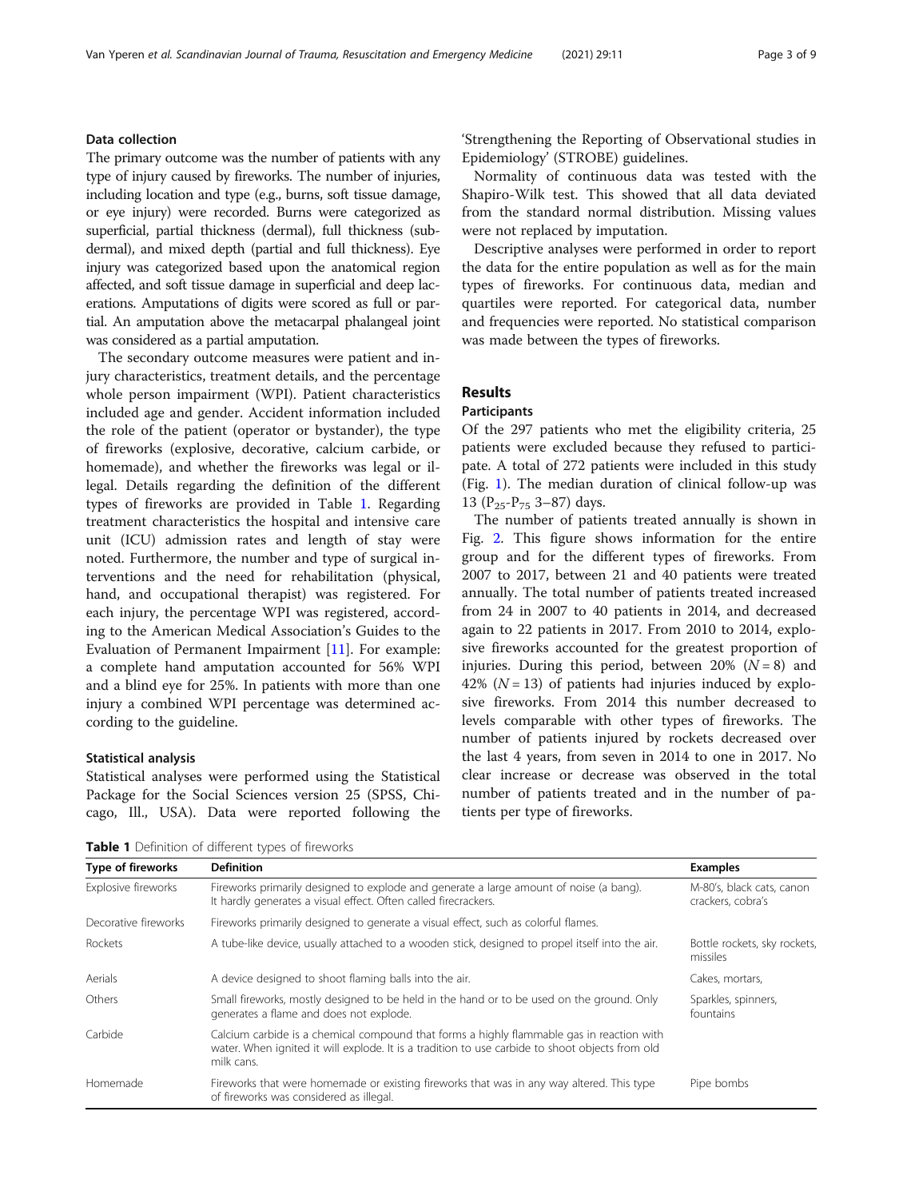### Data collection

The primary outcome was the number of patients with any type of injury caused by fireworks. The number of injuries, including location and type (e.g., burns, soft tissue damage, or eye injury) were recorded. Burns were categorized as superficial, partial thickness (dermal), full thickness (subdermal), and mixed depth (partial and full thickness). Eye injury was categorized based upon the anatomical region affected, and soft tissue damage in superficial and deep lacerations. Amputations of digits were scored as full or partial. An amputation above the metacarpal phalangeal joint was considered as a partial amputation.

The secondary outcome measures were patient and injury characteristics, treatment details, and the percentage whole person impairment (WPI). Patient characteristics included age and gender. Accident information included the role of the patient (operator or bystander), the type of fireworks (explosive, decorative, calcium carbide, or homemade), and whether the fireworks was legal or illegal. Details regarding the definition of the different types of fireworks are provided in Table 1. Regarding treatment characteristics the hospital and intensive care unit (ICU) admission rates and length of stay were noted. Furthermore, the number and type of surgical interventions and the need for rehabilitation (physical, hand, and occupational therapist) was registered. For each injury, the percentage WPI was registered, according to the American Medical Association's Guides to the Evaluation of Permanent Impairment [11]. For example: a complete hand amputation accounted for 56% WPI and a blind eye for 25%. In patients with more than one injury a combined WPI percentage was determined according to the guideline.

### Statistical analysis

Statistical analyses were performed using the Statistical Package for the Social Sciences version 25 (SPSS, Chicago, Ill., USA). Data were reported following the 'Strengthening the Reporting of Observational studies in Epidemiology' (STROBE) guidelines.

Normality of continuous data was tested with the Shapiro-Wilk test. This showed that all data deviated from the standard normal distribution. Missing values were not replaced by imputation.

Descriptive analyses were performed in order to report the data for the entire population as well as for the main types of fireworks. For continuous data, median and quartiles were reported. For categorical data, number and frequencies were reported. No statistical comparison was made between the types of fireworks.

## Results

### Participants

Of the 297 patients who met the eligibility criteria, 25 patients were excluded because they refused to participate. A total of 272 patients were included in this study (Fig. 1). The median duration of clinical follow-up was 13 ($P_{25}$-$P_{75}$ 3–87) days.

The number of patients treated annually is shown in Fig. 2. This figure shows information for the entire group and for the different types of fireworks. From 2007 to 2017, between 21 and 40 patients were treated annually. The total number of patients treated increased from 24 in 2007 to 40 patients in 2014, and decreased again to 22 patients in 2017. From 2010 to 2014, explosive fireworks accounted for the greatest proportion of injuries. During this period, between 20% ($N = 8$) and 42% ($N = 13$) of patients had injuries induced by explosive fireworks. From 2014 this number decreased to levels comparable with other types of fireworks. The number of patients injured by rockets decreased over the last 4 years, from seven in 2014 to one in 2017. No clear increase or decrease was observed in the total number of patients treated and in the number of patients per type of fireworks.

**Table 1** Definition of different types of fireworks

| Type of fireworks | Definition | Examples |
|---|---|---|
| Explosive fireworks | Fireworks primarily designed to explode and generate a large amount of noise (a bang). It hardly generates a visual effect. Often called firecrackers. | M-80's, black cats, canon crackers, cobra's |
| Decorative fireworks | Fireworks primarily designed to generate a visual effect, such as colorful flames. | |
| Rockets | A tube-like device, usually attached to a wooden stick, designed to propel itself into the air. | Bottle rockets, sky rockets, missiles |
| Aerials | A device designed to shoot flaming balls into the air. | Cakes, mortars, |
| Others | Small fireworks, mostly designed to be held in the hand or to be used on the ground. Only generates a flame and does not explode. | Sparkles, spinners, fountains |
| Carbide | Calcium carbide is a chemical compound that forms a highly flammable gas in reaction with water. When ignited it will explode. It is a tradition to use carbide to shoot objects from old milk cans. | |
| Homemade | Fireworks that were homemade or existing fireworks that was in any way altered. This type of fireworks was considered as illegal. | Pipe bombs |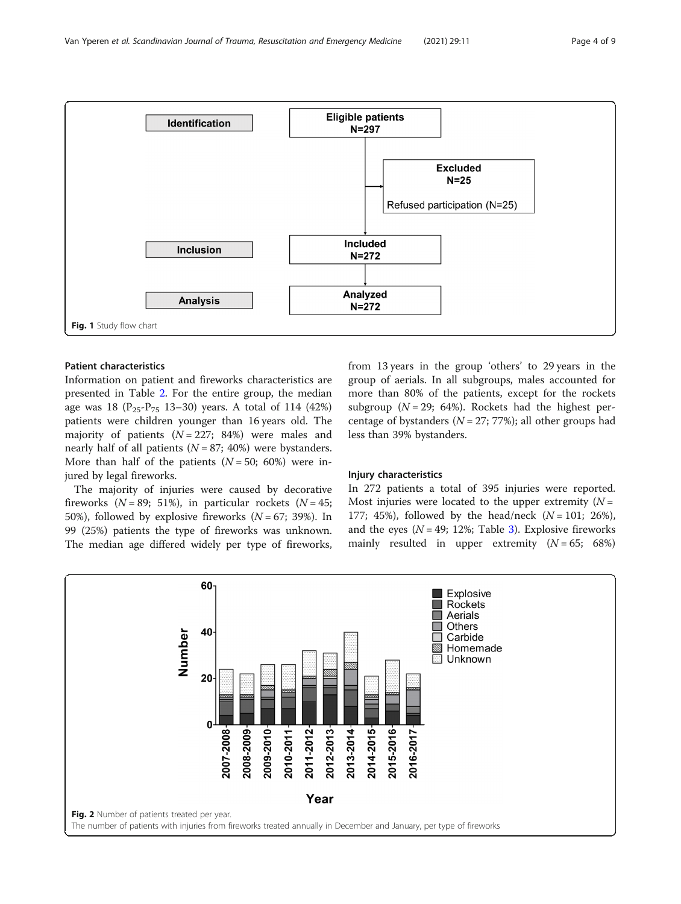Fig. 1 Study flow chart

## Patient characteristics

Information on patient and fireworks characteristics are presented in Table 2. For the entire group, the median age was 18 ($P_{25}$-$P_{75}$ 13–30) years. A total of 114 (42%) patients were children younger than 16 years old. The majority of patients ($N = 227$; 84%) were males and nearly half of all patients ($N = 87$; 40%) were bystanders. More than half of the patients ($N = 50$; 60%) were injured by legal fireworks.

The majority of injuries were caused by decorative fireworks ($N = 89$; 51%), in particular rockets ($N = 45$; 50%), followed by explosive fireworks ($N = 67$; 39%). In 99 (25%) patients the type of fireworks was unknown. The median age differed widely per type of fireworks, from 13 years in the group 'others' to 29 years in the group of aerials. In all subgroups, males accounted for more than 80% of the patients, except for the rockets subgroup ($N = 29$; 64%). Rockets had the highest percentage of bystanders ($N = 27$; 77%); all other groups had less than 39% bystanders.

## Injury characteristics

In 272 patients a total of 395 injuries were reported. Most injuries were located to the upper extremity ($N = 177$; 45%), followed by the head/neck ($N = 101$; 26%), and the eyes ($N = 49$; 12%; Table 3). Explosive fireworks mainly resulted in upper extremity ($N = 65$; 68%)

Fig. 2 Number of patients treated per year.
The number of patients with injuries from fireworks treated annually in December and January, per type of fireworks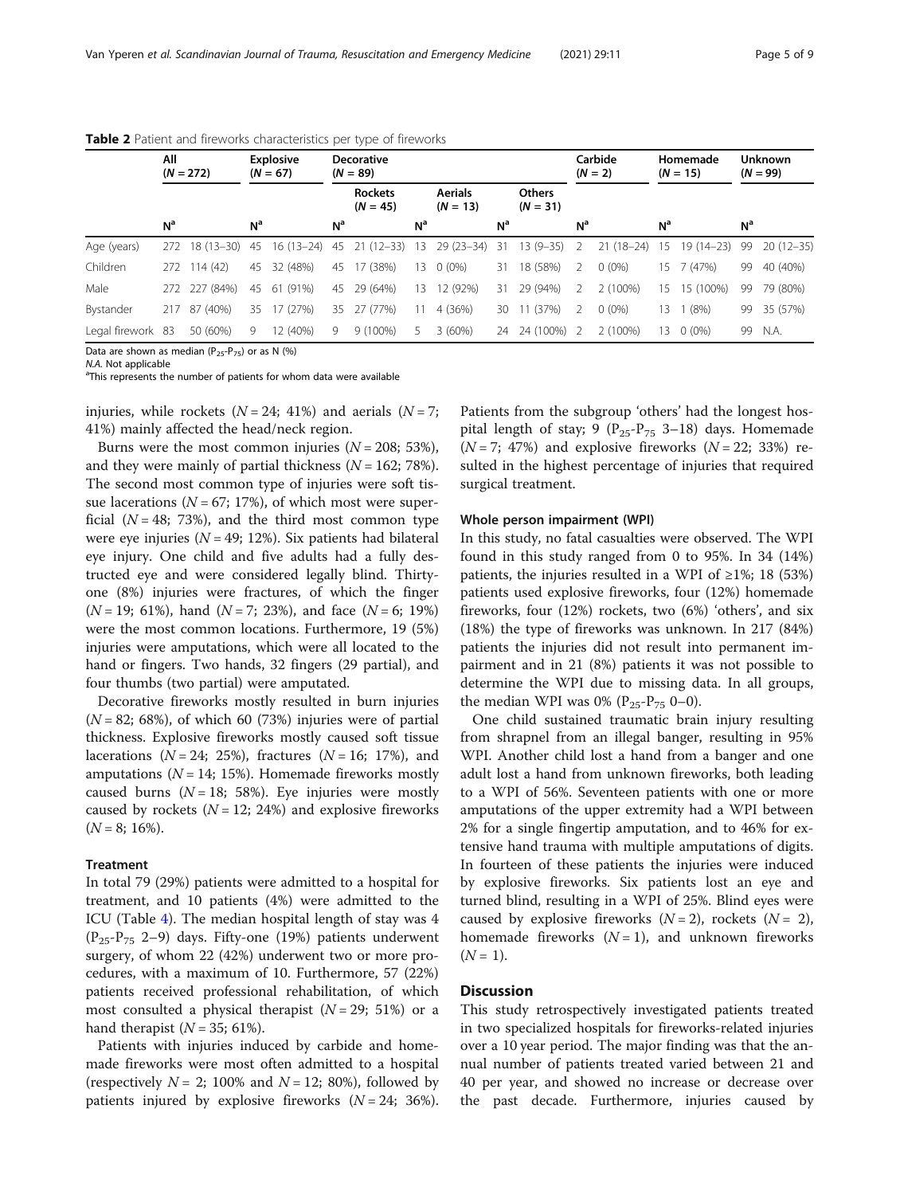**Table 2** Patient and fireworks characteristics per type of fireworks

| | All (N = 272) | | Explosive (N = 67) | | Decorative (N = 89) | | | | | | Carbide (N = 2) | | Homemade (N = 15) | | Unknown (N = 99) | |
|---|---|---|---|---|---|---|---|---|---|---|---|---|---|---|---|---|
| | | | | | Rockets (N = 45) | | Aerials (N = 13) | | Others (N = 31) | | | | | | | |
| | N[a] | | N[a] | | N[a] | | N[a] | | N[a] | | N[a] | | N[a] | | N[a] | |
| Age (years) | 272 | 18 (13–30) | 45 | 16 (13–24) | 45 | 21 (12–33) | 13 | 29 (23–34) | 31 | 13 (9–35) | 2 | 21 (18–24) | 15 | 19 (14–23) | 99 | 20 (12–35) |
| Children | 272 | 114 (42) | 45 | 32 (48%) | 45 | 17 (38%) | 13 | 0 (0%) | 31 | 18 (58%) | 2 | 0 (0%) | 15 | 7 (47%) | 99 | 40 (40%) |
| Male | 272 | 227 (84%) | 45 | 61 (91%) | 45 | 29 (64%) | 13 | 12 (92%) | 31 | 29 (94%) | 2 | 2 (100%) | 15 | 15 (100%) | 99 | 79 (80%) |
| Bystander | 217 | 87 (40%) | 35 | 17 (27%) | 35 | 27 (77%) | 11 | 4 (36%) | 30 | 11 (37%) | 2 | 0 (0%) | 13 | 1 (8%) | 99 | 35 (57%) |
| Legal firework | 83 | 50 (60%) | 9 | 12 (40%) | 9 | 9 (100%) | 5 | 3 (60%) | 24 | 24 (100%) | 2 | 2 (100%) | 13 | 0 (0%) | 99 | N.A. |

Data are shown as median ($P_{25}$-$P_{75}$) or as N (%)
*N.A.* Not applicable
[a]This represents the number of patients for whom data were available

injuries, while rockets ($N = 24$; 41%) and aerials ($N = 7$; 41%) mainly affected the head/neck region.

Burns were the most common injuries ($N = 208$; 53%), and they were mainly of partial thickness ($N = 162$; 78%). The second most common type of injuries were soft tissue lacerations ($N = 67$; 17%), of which most were superficial ($N = 48$; 73%), and the third most common type were eye injuries ($N = 49$; 12%). Six patients had bilateral eye injury. One child and five adults had a fully destructed eye and were considered legally blind. Thirty-one (8%) injuries were fractures, of which the finger ($N = 19$; 61%), hand ($N = 7$; 23%), and face ($N = 6$; 19%) were the most common locations. Furthermore, 19 (5%) injuries were amputations, which were all located to the hand or fingers. Two hands, 32 fingers (29 partial), and four thumbs (two partial) were amputated.

Decorative fireworks mostly resulted in burn injuries ($N = 82$; 68%), of which 60 (73%) injuries were of partial thickness. Explosive fireworks mostly caused soft tissue lacerations ($N = 24$; 25%), fractures ($N = 16$; 17%), and amputations ($N = 14$; 15%). Homemade fireworks mostly caused burns ($N = 18$; 58%). Eye injuries were mostly caused by rockets ($N = 12$; 24%) and explosive fireworks ($N = 8$; 16%).

### Treatment

In total 79 (29%) patients were admitted to a hospital for treatment, and 10 patients (4%) were admitted to the ICU (Table 4). The median hospital length of stay was 4 ($P_{25}$-$P_{75}$ 2–9) days. Fifty-one (19%) patients underwent surgery, of whom 22 (42%) underwent two or more procedures, with a maximum of 10. Furthermore, 57 (22%) patients received professional rehabilitation, of which most consulted a physical therapist ($N = 29$; 51%) or a hand therapist ($N = 35$; 61%).

Patients with injuries induced by carbide and homemade fireworks were most often admitted to a hospital (respectively $N = 2$; 100% and $N = 12$; 80%), followed by patients injured by explosive fireworks ($N = 24$; 36%). Patients from the subgroup 'others' had the longest hospital length of stay; 9 ($P_{25}$-$P_{75}$ 3–18) days. Homemade ($N = 7$; 47%) and explosive fireworks ($N = 22$; 33%) resulted in the highest percentage of injuries that required surgical treatment.

### Whole person impairment (WPI)

In this study, no fatal casualties were observed. The WPI found in this study ranged from 0 to 95%. In 34 (14%) patients, the injuries resulted in a WPI of ≥1%; 18 (53%) patients used explosive fireworks, four (12%) homemade fireworks, four (12%) rockets, two (6%) 'others', and six (18%) the type of fireworks was unknown. In 217 (84%) patients the injuries did not result into permanent impairment and in 21 (8%) patients it was not possible to determine the WPI due to missing data. In all groups, the median WPI was 0% ($P_{25}$-$P_{75}$ 0–0).

One child sustained traumatic brain injury resulting from shrapnel from an illegal banger, resulting in 95% WPI. Another child lost a hand from a banger and one adult lost a hand from unknown fireworks, both leading to a WPI of 56%. Seventeen patients with one or more amputations of the upper extremity had a WPI between 2% for a single fingertip amputation, and to 46% for extensive hand trauma with multiple amputations of digits. In fourteen of these patients the injuries were induced by explosive fireworks. Six patients lost an eye and turned blind, resulting in a WPI of 25%. Blind eyes were caused by explosive fireworks ($N = 2$), rockets ($N = 2$), homemade fireworks ($N = 1$), and unknown fireworks ($N = 1$).

## Discussion

This study retrospectively investigated patients treated in two specialized hospitals for fireworks-related injuries over a 10 year period. The major finding was that the annual number of patients treated varied between 21 and 40 per year, and showed no increase or decrease over the past decade. Furthermore, injuries caused by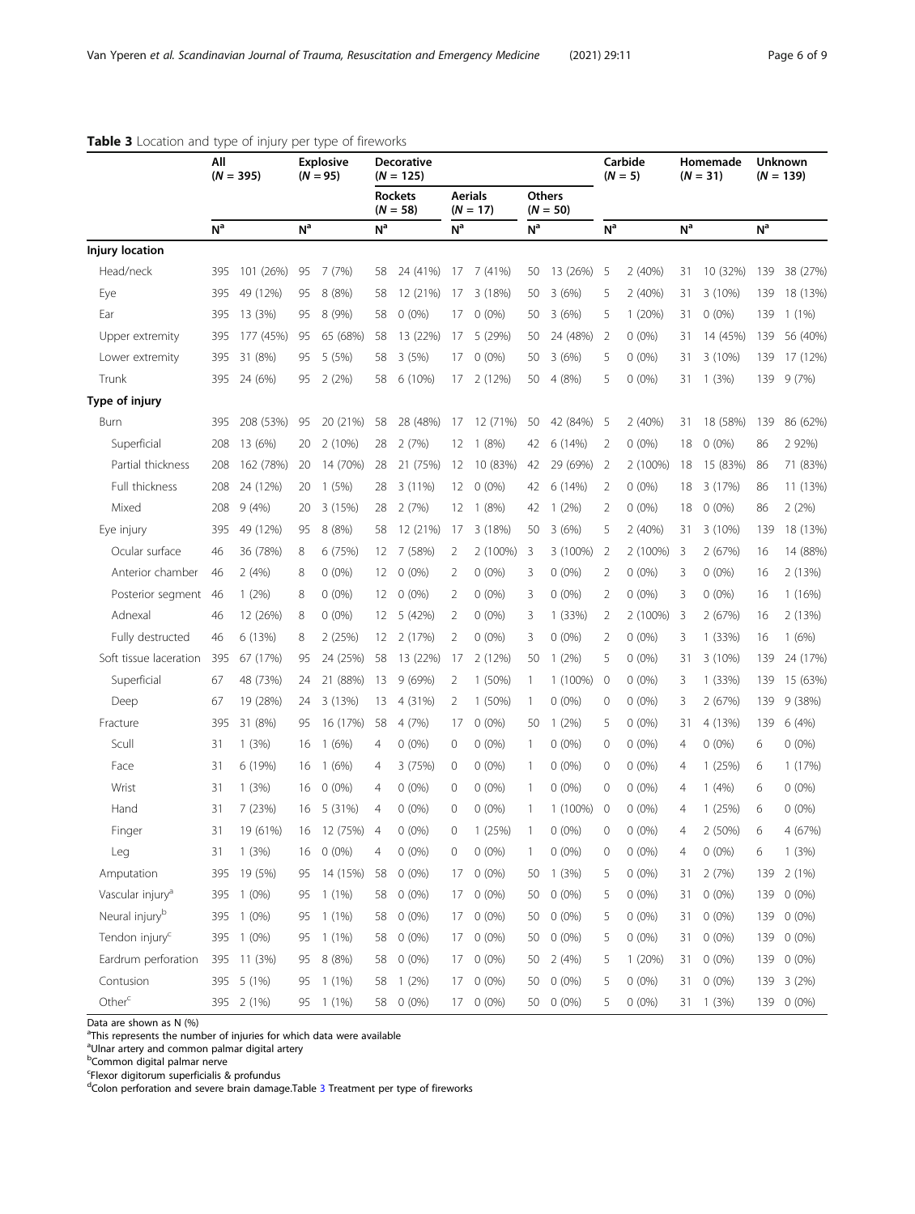**Table 3** Location and type of injury per type of fireworks

| | All (N = 395) | | Explosive (N = 95) | | Decorative (N = 125) | | | | | | Carbide (N = 5) | | Homemade (N = 31) | | Unknown (N = 139) | |
|---|---|---|---|---|---|---|---|---|---|---|---|---|---|---|---|---|
| | | | | | Rockets (N = 58) | | Aerials (N = 17) | | Others (N = 50) | | | | | | | |
| | N[a] | | N[a] | | N[a] | | N[a] | | N[a] | | N[a] | | N[a] | | N[a] | |
| **Injury location** | | | | | | | | | | | | | | | | |
| Head/neck | 395 | 101 (26%) | 95 | 7 (7%) | 58 | 24 (41%) | 17 | 7 (41%) | 50 | 13 (26%) | 5 | 2 (40%) | 31 | 10 (32%) | 139 | 38 (27%) |
| Eye | 395 | 49 (12%) | 95 | 8 (8%) | 58 | 12 (21%) | 17 | 3 (18%) | 50 | 3 (6%) | 5 | 2 (40%) | 31 | 3 (10%) | 139 | 18 (13%) |
| Ear | 395 | 13 (3%) | 95 | 8 (9%) | 58 | 0 (0%) | 17 | 0 (0%) | 50 | 3 (6%) | 5 | 1 (20%) | 31 | 0 (0%) | 139 | 1 (1%) |
| Upper extremity | 395 | 177 (45%) | 95 | 65 (68%) | 58 | 13 (22%) | 17 | 5 (29%) | 50 | 24 (48%) | 2 | 0 (0%) | 31 | 14 (45%) | 139 | 56 (40%) |
| Lower extremity | 395 | 31 (8%) | 95 | 5 (5%) | 58 | 3 (5%) | 17 | 0 (0%) | 50 | 3 (6%) | 5 | 0 (0%) | 31 | 3 (10%) | 139 | 17 (12%) |
| Trunk | 395 | 24 (6%) | 95 | 2 (2%) | 58 | 6 (10%) | 17 | 2 (12%) | 50 | 4 (8%) | 5 | 0 (0%) | 31 | 1 (3%) | 139 | 9 (7%) |
| **Type of injury** | | | | | | | | | | | | | | | | |
| Burn | 395 | 208 (53%) | 95 | 20 (21%) | 58 | 28 (48%) | 17 | 12 (71%) | 50 | 42 (84%) | 5 | 2 (40%) | 31 | 18 (58%) | 139 | 86 (62%) |
| Superficial | 208 | 13 (6%) | 20 | 2 (10%) | 28 | 2 (7%) | 12 | 1 (8%) | 42 | 6 (14%) | 2 | 0 (0%) | 18 | 0 (0%) | 86 | 2 92%) |
| Partial thickness | 208 | 162 (78%) | 20 | 14 (70%) | 28 | 21 (75%) | 12 | 10 (83%) | 42 | 29 (69%) | 2 | 2 (100%) | 18 | 15 (83%) | 86 | 71 (83%) |
| Full thickness | 208 | 24 (12%) | 20 | 1 (5%) | 28 | 3 (11%) | 12 | 0 (0%) | 42 | 6 (14%) | 2 | 0 (0%) | 18 | 3 (17%) | 86 | 11 (13%) |
| Mixed | 208 | 9 (4%) | 20 | 3 (15%) | 28 | 2 (7%) | 12 | 1 (8%) | 42 | 1 (2%) | 2 | 0 (0%) | 18 | 0 (0%) | 86 | 2 (2%) |
| Eye injury | 395 | 49 (12%) | 95 | 8 (8%) | 58 | 12 (21%) | 17 | 3 (18%) | 50 | 3 (6%) | 5 | 2 (40%) | 31 | 3 (10%) | 139 | 18 (13%) |
| Ocular surface | 46 | 36 (78%) | 8 | 6 (75%) | 12 | 7 (58%) | 2 | 2 (100%) | 3 | 3 (100%) | 2 | 2 (100%) | 3 | 2 (67%) | 16 | 14 (88%) |
| Anterior chamber | 46 | 2 (4%) | 8 | 0 (0%) | 12 | 0 (0%) | 2 | 0 (0%) | 3 | 0 (0%) | 2 | 0 (0%) | 3 | 0 (0%) | 16 | 2 (13%) |
| Posterior segment | 46 | 1 (2%) | 8 | 0 (0%) | 12 | 0 (0%) | 2 | 0 (0%) | 3 | 0 (0%) | 2 | 0 (0%) | 3 | 0 (0%) | 16 | 1 (16%) |
| Adnexal | 46 | 12 (26%) | 8 | 0 (0%) | 12 | 5 (42%) | 2 | 0 (0%) | 3 | 1 (33%) | 2 | 2 (100%) | 3 | 2 (67%) | 16 | 2 (13%) |
| Fully destructed | 46 | 6 (13%) | 8 | 2 (25%) | 12 | 2 (17%) | 2 | 0 (0%) | 3 | 0 (0%) | 2 | 0 (0%) | 3 | 1 (33%) | 16 | 1 (6%) |
| Soft tissue laceration | 395 | 67 (17%) | 95 | 24 (25%) | 58 | 13 (22%) | 17 | 2 (12%) | 50 | 1 (2%) | 5 | 0 (0%) | 31 | 3 (10%) | 139 | 24 (17%) |
| Superficial | 67 | 48 (73%) | 24 | 21 (88%) | 13 | 9 (69%) | 2 | 1 (50%) | 1 | 1 (100%) | 0 | 0 (0%) | 3 | 1 (33%) | 139 | 15 (63%) |
| Deep | 67 | 19 (28%) | 24 | 3 (13%) | 13 | 4 (31%) | 2 | 1 (50%) | 1 | 0 (0%) | 0 | 0 (0%) | 3 | 2 (67%) | 139 | 9 (38%) |
| Fracture | 395 | 31 (8%) | 95 | 16 (17%) | 58 | 4 (7%) | 17 | 0 (0%) | 50 | 1 (2%) | 5 | 0 (0%) | 31 | 4 (13%) | 139 | 6 (4%) |
| Scull | 31 | 1 (3%) | 16 | 1 (6%) | 4 | 0 (0%) | 0 | 0 (0%) | 1 | 0 (0%) | 0 | 0 (0%) | 4 | 0 (0%) | 6 | 0 (0%) |
| Face | 31 | 6 (19%) | 16 | 1 (6%) | 4 | 3 (75%) | 0 | 0 (0%) | 1 | 0 (0%) | 0 | 0 (0%) | 4 | 1 (25%) | 6 | 1 (17%) |
| Wrist | 31 | 1 (3%) | 16 | 0 (0%) | 4 | 0 (0%) | 0 | 0 (0%) | 1 | 0 (0%) | 0 | 0 (0%) | 4 | 1 (4%) | 6 | 0 (0%) |
| Hand | 31 | 7 (23%) | 16 | 5 (31%) | 4 | 0 (0%) | 0 | 0 (0%) | 1 | 1 (100%) | 0 | 0 (0%) | 4 | 1 (25%) | 6 | 0 (0%) |
| Finger | 31 | 19 (61%) | 16 | 12 (75%) | 4 | 0 (0%) | 0 | 1 (25%) | 1 | 0 (0%) | 0 | 0 (0%) | 4 | 2 (50%) | 6 | 4 (67%) |
| Leg | 31 | 1 (3%) | 16 | 0 (0%) | 4 | 0 (0%) | 0 | 0 (0%) | 1 | 0 (0%) | 0 | 0 (0%) | 4 | 0 (0%) | 6 | 1 (3%) |
| Amputation | 395 | 19 (5%) | 95 | 14 (15%) | 58 | 0 (0%) | 17 | 0 (0%) | 50 | 1 (3%) | 5 | 0 (0%) | 31 | 2 (7%) | 139 | 2 (1%) |
| Vascular injury[a] | 395 | 1 (0%) | 95 | 1 (1%) | 58 | 0 (0%) | 17 | 0 (0%) | 50 | 0 (0%) | 5 | 0 (0%) | 31 | 0 (0%) | 139 | 0 (0%) |
| Neural injury[b] | 395 | 1 (0%) | 95 | 1 (1%) | 58 | 0 (0%) | 17 | 0 (0%) | 50 | 0 (0%) | 5 | 0 (0%) | 31 | 0 (0%) | 139 | 0 (0%) |
| Tendon injury[c] | 395 | 1 (0%) | 95 | 1 (1%) | 58 | 0 (0%) | 17 | 0 (0%) | 50 | 0 (0%) | 5 | 0 (0%) | 31 | 0 (0%) | 139 | 0 (0%) |
| Eardrum perforation | 395 | 11 (3%) | 95 | 8 (8%) | 58 | 0 (0%) | 17 | 0 (0%) | 50 | 2 (4%) | 5 | 1 (20%) | 31 | 0 (0%) | 139 | 0 (0%) |
| Contusion | 395 | 5 (1%) | 95 | 1 (1%) | 58 | 1 (2%) | 17 | 0 (0%) | 50 | 0 (0%) | 5 | 0 (0%) | 31 | 0 (0%) | 139 | 3 (2%) |
| Other[c] | 395 | 2 (1%) | 95 | 1 (1%) | 58 | 0 (0%) | 17 | 0 (0%) | 50 | 0 (0%) | 5 | 0 (0%) | 31 | 1 (3%) | 139 | 0 (0%) |

Data are shown as N (%)

[a]This represents the number of injuries for which data were available

[a]Ulnar artery and common palmar digital artery

[b]Common digital palmar nerve

[c]Flexor digitorum superficialis & profundus

[d]Colon perforation and severe brain damage.Table 3 Treatment per type of fireworks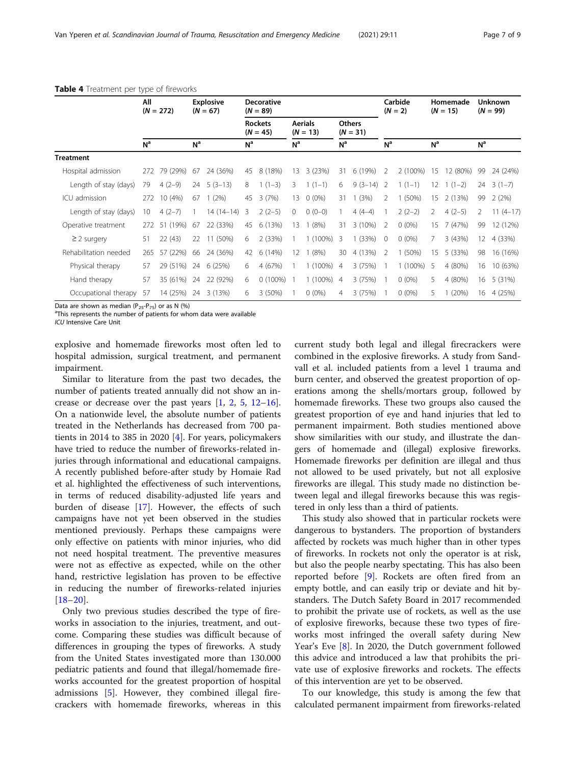**Table 4** Treatment per type of fireworks

| | All (N = 272) | | Explosive (N = 67) | | Decorative (N = 89) | | | | | | Carbide (N = 2) | | Homemade (N = 15) | | Unknown (N = 99) | |
|---|---|---|---|---|---|---|---|---|---|---|---|---|---|---|---|---|
| | | | | | Rockets (N = 45) | | Aerials (N = 13) | | Others (N = 31) | | | | | | | |
| | N[a] | | N[a] | | N[a] | | N[a] | | N[a] | | N[a] | | N[a] | | N[a] | |
| **Treatment** | | | | | | | | | | | | | | | | |
| Hospital admission | 272 | 79 (29%) | 67 | 24 (36%) | 45 | 8 (18%) | 13 | 3 (23%) | 31 | 6 (19%) | 2 | 2 (100%) | 15 | 12 (80%) | 99 | 24 (24%) |
| Length of stay (days) | 79 | 4 (2–9) | 24 | 5 (3–13) | 8 | 1 (1–3) | 3 | 1 (1–1) | 6 | 9 (3–14) | 2 | 1 (1–1) | 12 | 1 (1–2) | 24 | 3 (1–7) |
| ICU admission | 272 | 10 (4%) | 67 | 1 (2%) | 45 | 3 (7%) | 13 | 0 (0%) | 31 | 1 (3%) | 2 | 1 (50%) | 15 | 2 (13%) | 99 | 2 (2%) |
| Length of stay (days) | 10 | 4 (2–7) | 1 | 14 (14–14) | 3 | 2 (2–5) | 0 | 0 (0–0) | 1 | 4 (4–4) | 1 | 2 (2–2) | 2 | 4 (2–5) | 2 | 11 (4–17) |
| Operative treatment | 272 | 51 (19%) | 67 | 22 (33%) | 45 | 6 (13%) | 13 | 1 (8%) | 31 | 3 (10%) | 2 | 0 (0%) | 15 | 7 (47%) | 99 | 12 (12%) |
| ≥ 2 surgery | 51 | 22 (43) | 22 | 11 (50%) | 6 | 2 (33%) | 1 | 1 (100%) | 3 | 1 (33%) | 0 | 0 (0%) | 7 | 3 (43%) | 12 | 4 (33%) |
| Rehabilitation needed | 265 | 57 (22%) | 66 | 24 (36%) | 42 | 6 (14%) | 12 | 1 (8%) | 30 | 4 (13%) | 2 | 1 (50%) | 15 | 5 (33%) | 98 | 16 (16%) |
| Physical therapy | 57 | 29 (51%) | 24 | 6 (25%) | 6 | 4 (67%) | 1 | 1 (100%) | 4 | 3 (75%) | 1 | 1 (100%) | 5 | 4 (80%) | 16 | 10 (63%) |
| Hand therapy | 57 | 35 (61%) | 24 | 22 (92%) | 6 | 0 (100%) | 1 | 1 (100%) | 4 | 3 (75%) | 1 | 0 (0%) | 5 | 4 (80%) | 16 | 5 (31%) |
| Occupational therapy | 57 | 14 (25%) | 24 | 3 (13%) | 6 | 3 (50%) | 1 | 0 (0%) | 4 | 3 (75%) | 1 | 0 (0%) | 5 | 1 (20%) | 16 | 4 (25%) |

Data are shown as median ($P_{25}$-$P_{75}$) or as N (%)
[a]This represents the number of patients for whom data were available
*ICU* Intensive Care Unit

explosive and homemade fireworks most often led to hospital admission, surgical treatment, and permanent impairment.

Similar to literature from the past two decades, the number of patients treated annually did not show an increase or decrease over the past years [1, 2, 5, 12–16]. On a nationwide level, the absolute number of patients treated in the Netherlands has decreased from 700 patients in 2014 to 385 in 2020 [4]. For years, policymakers have tried to reduce the number of fireworks-related injuries through informational and educational campaigns. A recently published before-after study by Homaie Rad et al. highlighted the effectiveness of such interventions, in terms of reduced disability-adjusted life years and burden of disease [17]. However, the effects of such campaigns have not yet been observed in the studies mentioned previously. Perhaps these campaigns were only effective on patients with minor injuries, who did not need hospital treatment. The preventive measures were not as effective as expected, while on the other hand, restrictive legislation has proven to be effective in reducing the number of fireworks-related injuries [18–20].

Only two previous studies described the type of fireworks in association to the injuries, treatment, and outcome. Comparing these studies was difficult because of differences in grouping the types of fireworks. A study from the United States investigated more than 130.000 pediatric patients and found that illegal/homemade fireworks accounted for the greatest proportion of hospital admissions [5]. However, they combined illegal firecrackers with homemade fireworks, whereas in this current study both legal and illegal firecrackers were combined in the explosive fireworks. A study from Sandvall et al. included patients from a level 1 trauma and burn center, and observed the greatest proportion of operations among the shells/mortars group, followed by homemade fireworks. These two groups also caused the greatest proportion of eye and hand injuries that led to permanent impairment. Both studies mentioned above show similarities with our study, and illustrate the dangers of homemade and (illegal) explosive fireworks. Homemade fireworks per definition are illegal and thus not allowed to be used privately, but not all explosive fireworks are illegal. This study made no distinction between legal and illegal fireworks because this was registered in only less than a third of patients.

This study also showed that in particular rockets were dangerous to bystanders. The proportion of bystanders affected by rockets was much higher than in other types of fireworks. In rockets not only the operator is at risk, but also the people nearby spectating. This has also been reported before [9]. Rockets are often fired from an empty bottle, and can easily trip or deviate and hit bystanders. The Dutch Safety Board in 2017 recommended to prohibit the private use of rockets, as well as the use of explosive fireworks, because these two types of fireworks most infringed the overall safety during New Year's Eve [8]. In 2020, the Dutch government followed this advice and introduced a law that prohibits the private use of explosive fireworks and rockets. The effects of this intervention are yet to be observed.

To our knowledge, this study is among the few that calculated permanent impairment from fireworks-related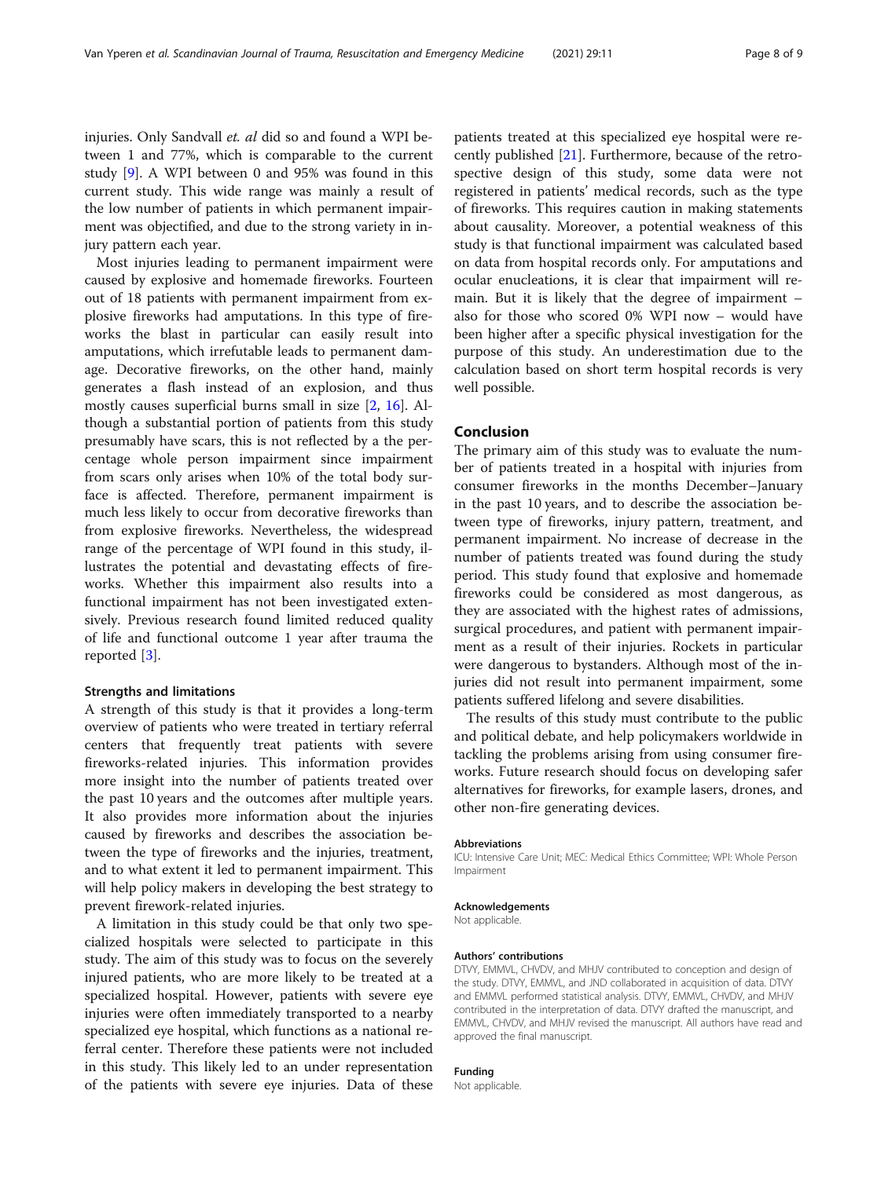injuries. Only Sandvall *et. al* did so and found a WPI between 1 and 77%, which is comparable to the current study [9]. A WPI between 0 and 95% was found in this current study. This wide range was mainly a result of the low number of patients in which permanent impairment was objectified, and due to the strong variety in injury pattern each year.

Most injuries leading to permanent impairment were caused by explosive and homemade fireworks. Fourteen out of 18 patients with permanent impairment from explosive fireworks had amputations. In this type of fireworks the blast in particular can easily result into amputations, which irrefutable leads to permanent damage. Decorative fireworks, on the other hand, mainly generates a flash instead of an explosion, and thus mostly causes superficial burns small in size [2, 16]. Although a substantial portion of patients from this study presumably have scars, this is not reflected by a the percentage whole person impairment since impairment from scars only arises when 10% of the total body surface is affected. Therefore, permanent impairment is much less likely to occur from decorative fireworks than from explosive fireworks. Nevertheless, the widespread range of the percentage of WPI found in this study, illustrates the potential and devastating effects of fireworks. Whether this impairment also results into a functional impairment has not been investigated extensively. Previous research found limited reduced quality of life and functional outcome 1 year after trauma the reported [3].

### Strengths and limitations

A strength of this study is that it provides a long-term overview of patients who were treated in tertiary referral centers that frequently treat patients with severe fireworks-related injuries. This information provides more insight into the number of patients treated over the past 10 years and the outcomes after multiple years. It also provides more information about the injuries caused by fireworks and describes the association between the type of fireworks and the injuries, treatment, and to what extent it led to permanent impairment. This will help policy makers in developing the best strategy to prevent firework-related injuries.

A limitation in this study could be that only two specialized hospitals were selected to participate in this study. The aim of this study was to focus on the severely injured patients, who are more likely to be treated at a specialized hospital. However, patients with severe eye injuries were often immediately transported to a nearby specialized eye hospital, which functions as a national referral center. Therefore these patients were not included in this study. This likely led to an under representation of the patients with severe eye injuries. Data of these patients treated at this specialized eye hospital were recently published [21]. Furthermore, because of the retrospective design of this study, some data were not registered in patients' medical records, such as the type of fireworks. This requires caution in making statements about causality. Moreover, a potential weakness of this study is that functional impairment was calculated based on data from hospital records only. For amputations and ocular enucleations, it is clear that impairment will remain. But it is likely that the degree of impairment – also for those who scored 0% WPI now – would have been higher after a specific physical investigation for the purpose of this study. An underestimation due to the calculation based on short term hospital records is very well possible.

## Conclusion

The primary aim of this study was to evaluate the number of patients treated in a hospital with injuries from consumer fireworks in the months December–January in the past 10 years, and to describe the association between type of fireworks, injury pattern, treatment, and permanent impairment. No increase of decrease in the number of patients treated was found during the study period. This study found that explosive and homemade fireworks could be considered as most dangerous, as they are associated with the highest rates of admissions, surgical procedures, and patient with permanent impairment as a result of their injuries. Rockets in particular were dangerous to bystanders. Although most of the injuries did not result into permanent impairment, some patients suffered lifelong and severe disabilities.

The results of this study must contribute to the public and political debate, and help policymakers worldwide in tackling the problems arising from using consumer fireworks. Future research should focus on developing safer alternatives for fireworks, for example lasers, drones, and other non-fire generating devices.

#### Abbreviations

ICU: Intensive Care Unit; MEC: Medical Ethics Committee; WPI: Whole Person Impairment

#### Acknowledgements

Not applicable.

#### Authors' contributions

DTVY, EMMVL, CHVDV, and MHJV contributed to conception and design of the study. DTVY, EMMVL, and JND collaborated in acquisition of data. DTVY and EMMVL performed statistical analysis. DTVY, EMMVL, CHVDV, and MHJV contributed in the interpretation of data. DTVY drafted the manuscript, and EMMVL, CHVDV, and MHJV revised the manuscript. All authors have read and approved the final manuscript.

#### Funding

Not applicable.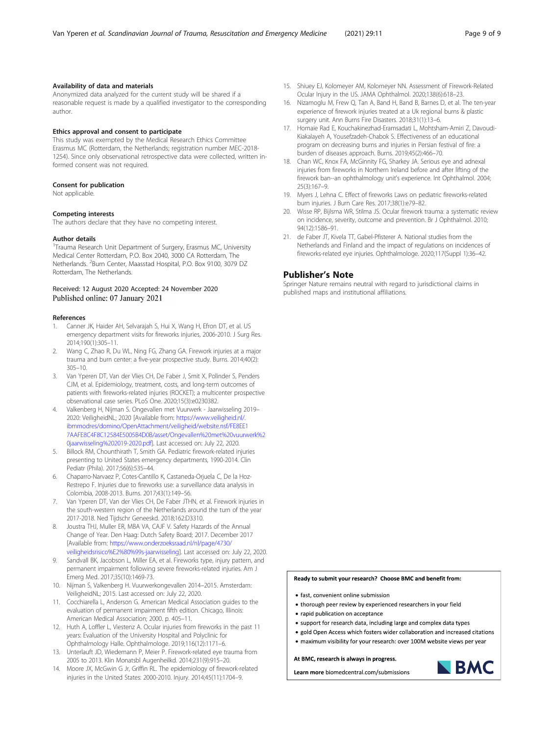### Availability of data and materials

Anonymized data analyzed for the current study will be shared if a reasonable request is made by a qualified investigator to the corresponding author.

### Ethics approval and consent to participate

This study was exempted by the Medical Research Ethics Committee Erasmus MC (Rotterdam, the Netherlands; registration number MEC-2018-1254). Since only observational retrospective data were collected, written informed consent was not required.

### Consent for publication

Not applicable.

### Competing interests

The authors declare that they have no competing interest.

### Author details

[1]Trauma Research Unit Department of Surgery, Erasmus MC, University Medical Center Rotterdam, P.O. Box 2040, 3000 CA Rotterdam, The Netherlands. [2]Burn Center, Maasstad Hospital, P.O. Box 9100, 3079 DZ Rotterdam, The Netherlands.

Received: 12 August 2020 Accepted: 24 November 2020
Published online: 07 January 2021

### References

1. Canner JK, Haider AH, Selvarajah S, Hui X, Wang H, Efron DT, et al. US emergency department visits for fireworks injuries, 2006-2010. J Surg Res. 2014;190(1):305–11.
2. Wang C, Zhao R, Du WL, Ning FG, Zhang GA. Firework injuries at a major trauma and burn center: a five-year prospective study. Burns. 2014;40(2):305–10.
3. Van Yperen DT, Van der Vlies CH, De Faber J, Smit X, Polinder S, Penders CJM, et al. Epidemiology, treatment, costs, and long-term outcomes of patients with fireworks-related injuries (ROCKET); a multicenter prospective observational case series. PLoS One. 2020;15(3):e0230382.
4. Valkenberg H, Nijman S. Ongevallen met Vuurwerk - Jaarwisseling 2019–2020: VeiligheidNL; 2020 [Available from: https://www.veiligheid.nl/.ibmmodres/domino/OpenAttachment/veiligheid/website.nsf/FE8EE17AAFE8C4F8C12584E5005B4D0B/asset/Ongevallen%20met%20vuurwerk%20jaarwisseling%202019-2020.pdf]. Last accessed on: July 22, 2020.
5. Billock RM, Chounthirath T, Smith GA. Pediatric firework-related injuries presenting to United States emergency departments, 1990-2014. Clin Pediatr (Phila). 2017;56(6):535–44.
6. Chaparro-Narvaez P, Cotes-Cantillo K, Castaneda-Orjuela C, De la Hoz-Restrepo F. Injuries due to fireworks use: a surveillance data analysis in Colombia, 2008-2013. Burns. 2017;43(1):149–56.
7. Van Yperen DT, Van der Vlies CH, De Faber JTHN, et al. Firework injuries in the south-western region of the Netherlands around the turn of the year 2017-2018. Ned Tijdschr Geneeskd. 2018;162:D3310.
8. Joustra THJ, Muller ER, MBA VA, CAJF V. Safety Hazards of the Annual Change of Year. Den Haag: Dutch Safety Board; 2017. December 2017 [Available from: https://www.onderzoeksraad.nl/nl/page/4730/veiligheidsrisico%E2%80%99s-jaarwisseling]. Last accessed on: July 22, 2020.
9. Sandvall BK, Jacobson L, Miller EA, et al. Fireworks type, injury pattern, and permanent impairment following severe fireworks-related injuries. Am J Emerg Med. 2017;35(10):1469-73.
10. Nijman S, Valkenberg H. Vuurwerkongevallen 2014–2015. Amsterdam: VeiligheidNL; 2015. Last accessed on: July 22, 2020.
11. Cocchiarella L, Anderson G. American Medical Association guides to the evaluation of permanent impairment fifth edition. Chicago, Illinois: American Medical Association; 2000. p. 405–11.
12. Huth A, Loffler L, Viestenz A. Ocular injuries from fireworks in the past 11 years: Evaluation of the University Hospital and Polyclinic for Ophthalmology Halle. Ophthalmologe. 2019;116(12):1171–6.
13. Unterlauft JD, Wiedemann P, Meier P. Firework-related eye trauma from 2005 to 2013. Klin Monatsbl Augenheilkd. 2014;231(9):915–20.
14. Moore JX, McGwin G Jr, Griffin RL. The epidemiology of firework-related injuries in the United States: 2000-2010. Injury. 2014;45(11):1704–9.
15. Shiuey EJ, Kolomeyer AM, Kolomeyer NN. Assessment of Firework-Related Ocular Injury in the US. JAMA Ophthalmol. 2020;138(6):618–23.
16. Nizamoglu M, Frew Q, Tan A, Band H, Band B, Barnes D, et al. The ten-year experience of firework injuries treated at a Uk regional burns & plastic surgery unit. Ann Burns Fire Disasters. 2018;31(1):13–6.
17. Homaie Rad E, Kouchakinezhad-Eramsadati L, Mohtsham-Amiri Z, Davoudi-Kiakalayeh A, Yousefzadeh-Chabok S. Effectiveness of an educational program on decreasing burns and injuries in Persian festival of fire: a burden of diseases approach. Burns. 2019;45(2):466–70.
18. Chan WC, Knox FA, McGinnity FG, Sharkey JA. Serious eye and adnexal injuries from fireworks in Northern Ireland before and after lifting of the firework ban--an ophthalmology unit's experience. Int Ophthalmol. 2004;25(3):167–9.
19. Myers J, Lehna C. Effect of fireworks Laws on pediatric fireworks-related burn injuries. J Burn Care Res. 2017;38(1):e79–82.
20. Wisse RP, Bijlsma WR, Stilma JS. Ocular firework trauma: a systematic review on incidence, severity, outcome and prevention. Br J Ophthalmol. 2010;94(12):1586–91.
21. de Faber JT, Kivela TT, Gabel-Pfisterer A. National studies from the Netherlands and Finland and the impact of regulations on incidences of fireworks-related eye injuries. Ophthalmologe. 2020;117(Suppl 1):36–42.

## Publisher's Note

Springer Nature remains neutral with regard to jurisdictional claims in published maps and institutional affiliations.

**Ready to submit your research? Choose BMC and benefit from:**

- fast, convenient online submission
- thorough peer review by experienced researchers in your field
- rapid publication on acceptance
- support for research data, including large and complex data types
- gold Open Access which fosters wider collaboration and increased citations
- maximum visibility for your research: over 100M website views per year

**At BMC, research is always in progress.**

**Learn more** biomedcentral.com/submissions

BMC